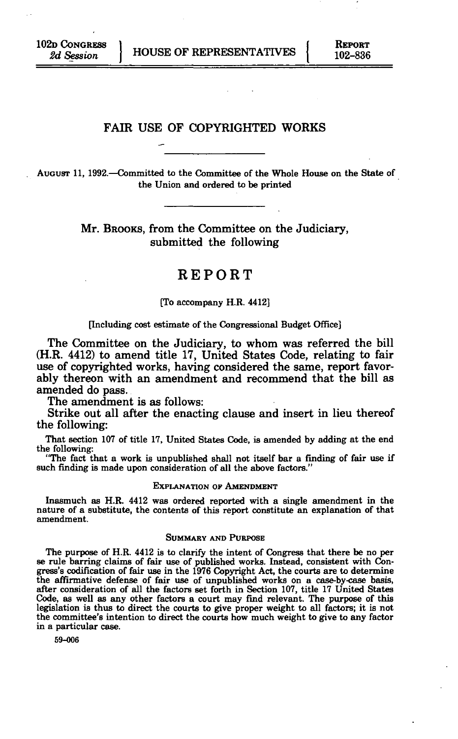102D CONGRESS
2d Session

HOUSE OF REPRESENTATIVES

REPORT
102-836

# FAIR USE OF COPYRIGHTED WORKS

AUGUST 11, 1992.—Committed to the Committee of the Whole House on the State of the Union and ordered to be printed

Mr. BROOKS, from the Committee on the Judiciary, submitted the following

# REPORT

[To accompany H.R. 4412]

[Including cost estimate of the Congressional Budget Office]

The Committee on the Judiciary, to whom was referred the bill (H.R. 4412) to amend title 17, United States Code, relating to fair use of copyrighted works, having considered the same, report favorably thereon with an amendment and recommend that the bill as amended do pass.

The amendment is as follows:

Strike out all after the enacting clause and insert in lieu thereof the following:

That section 107 of title 17, United States Code, is amended by adding at the end the following:

"The fact that a work is unpublished shall not itself bar a finding of fair use if such finding is made upon consideration of all the above factors."

### EXPLANATION OF AMENDMENT

Inasmuch as H.R. 4412 was ordered reported with a single amendment in the nature of a substitute, the contents of this report constitute an explanation of that amendment.

### SUMMARY AND PURPOSE

The purpose of H.R. 4412 is to clarify the intent of Congress that there be no per se rule barring claims of fair use of published works. Instead, consistent with Congress's codification of fair use in the 1976 Copyright Act, the courts are to determine the affirmative defense of fair use of unpublished works on a case-by-case basis, after consideration of all the factors set forth in Section 107, title 17 United States Code, as well as any other factors a court may find relevant. The purpose of this legislation is thus to direct the courts to give proper weight to all factors; it is not the committee's intention to direct the courts how much weight to give to any factor in a particular case.

59-006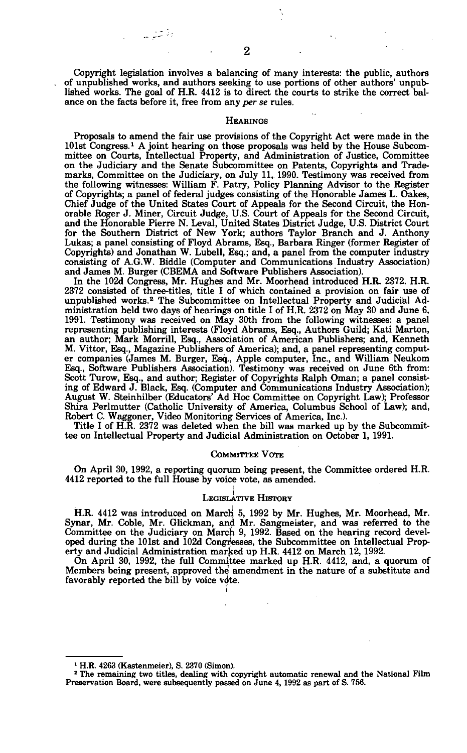Copyright legislation involves a balancing of many interests: the public, authors of unpublished works, and authors seeking to use portions of other authors' unpublished works. The goal of H.R. 4412 is to direct the courts to strike the correct balance on the facts before it, free from any *per se* rules.

## HEARINGS

Proposals to amend the fair use provisions of the Copyright Act were made in the 101st Congress.[1] A joint hearing on those proposals was held by the House Subcommittee on Courts, Intellectual Property, and Administration of Justice, Committee on the Judiciary and the Senate Subcommittee on Patents, Copyrights and Trademarks, Committee on the Judiciary, on July 11, 1990. Testimony was received from the following witnesses: William F. Patry, Policy Planning Advisor to the Register of Copyrights; a panel of federal judges consisting of the Honorable James L. Oakes, Chief Judge of the United States Court of Appeals for the Second Circuit, the Honorable Roger J. Miner, Circuit Judge, U.S. Court of Appeals for the Second Circuit, and the Honorable Pierre N. Leval, United States District Judge, U.S. District Court for the Southern District of New York; authors Taylor Branch and J. Anthony Lukas; a panel consisting of Floyd Abrams, Esq., Barbara Ringer (former Register of Copyrights) and Jonathan W. Lubell, Esq.; and, a panel from the computer industry consisting of A.G.W. Biddle (Computer and Communications Industry Association) and James M. Burger (CBEMA and Software Publishers Association).

In the 102d Congress, Mr. Hughes and Mr. Moorhead introduced H.R. 2372. H.R. 2372 consisted of three-titles, title I of which contained a provision on fair use of unpublished works.[2] The Subcommittee on Intellectual Property and Judicial Administration held two days of hearings on title I of H.R. 2372 on May 30 and June 6, 1991. Testimony was received on May 30th from the following witnesses: a panel representing publishing interests (Floyd Abrams, Esq., Authors Guild; Kati Marton, an author; Mark Morrill, Esq., Association of American Publishers; and, Kenneth M. Vittor, Esq., Magazine Publishers of America); and, a panel representing computer companies (James M. Burger, Esq., Apple computer, Inc., and William Neukom Esq., Software Publishers Association). Testimony was received on June 6th from: Scott Turow, Esq., and author; Register of Copyrights Ralph Oman; a panel consisting of Edward J. Black, Esq. (Computer and Communications Industry Association); August W. Steinhilber (Educators' Ad Hoc Committee on Copyright Law); Professor Shira Perlmutter (Catholic University of America, Columbus School of Law); and, Robert C. Waggoner, Video Monitoring Services of America, Inc.).

Title I of H.R. 2372 was deleted when the bill was marked up by the Subcommittee on Intellectual Property and Judicial Administration on October 1, 1991.

## COMMITTEE VOTE

On April 30, 1992, a reporting quorum being present, the Committee ordered H.R. 4412 reported to the full House by voice vote, as amended.

## LEGISLATIVE HISTORY

H.R. 4412 was introduced on March 5, 1992 by Mr. Hughes, Mr. Moorhead, Mr. Synar, Mr. Coble, Mr. Glickman, and Mr. Sangmeister, and was referred to the Committee on the Judiciary on March 9, 1992. Based on the hearing record developed during the 101st and 102d Congresses, the Subcommittee on Intellectual Property and Judicial Administration marked up H.R. 4412 on March 12, 1992.

On April 30, 1992, the full Committee marked up H.R. 4412, and, a quorum of Members being present, approved the amendment in the nature of a substitute and favorably reported the bill by voice vote.

---

[1] H.R. 4263 (Kastenmeier), S. 2370 (Simon).

[2] The remaining two titles, dealing with copyright automatic renewal and the National Film Preservation Board, were subsequently passed on June 4, 1992 as part of S. 756.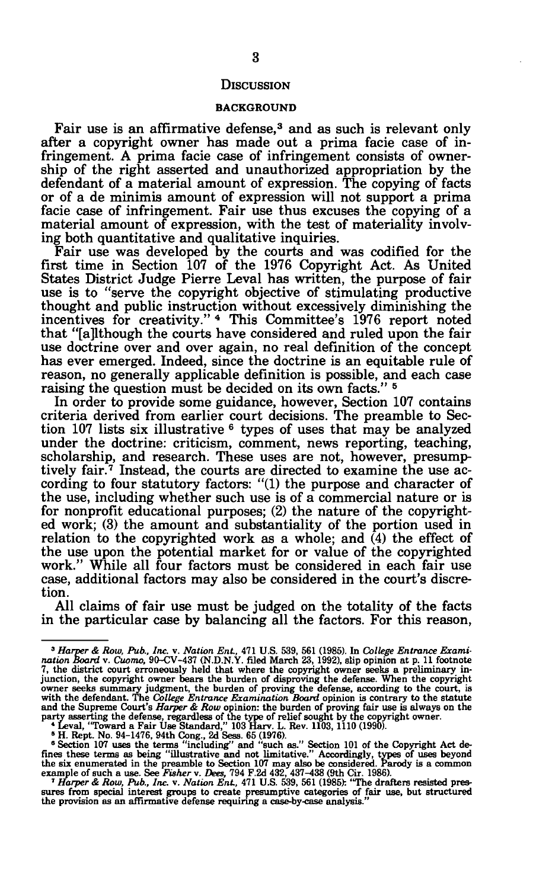## Discussion

### BACKGROUND

Fair use is an affirmative defense,[3] and as such is relevant only after a copyright owner has made out a prima facie case of infringement. A prima facie case of infringement consists of ownership of the right asserted and unauthorized appropriation by the defendant of a material amount of expression. The copying of facts or of a de minimis amount of expression will not support a prima facie case of infringement. Fair use thus excuses the copying of a material amount of expression, with the test of materiality involving both quantitative and qualitative inquiries.

Fair use was developed by the courts and was codified for the first time in Section 107 of the 1976 Copyright Act. As United States District Judge Pierre Leval has written, the purpose of fair use is to "serve the copyright objective of stimulating productive thought and public instruction without excessively diminishing the incentives for creativity." [4] This Committee's 1976 report noted that "[a]lthough the courts have considered and ruled upon the fair use doctrine over and over again, no real definition of the concept has ever emerged. Indeed, since the doctrine is an equitable rule of reason, no generally applicable definition is possible, and each case raising the question must be decided on its own facts." [5]

In order to provide some guidance, however, Section 107 contains criteria derived from earlier court decisions. The preamble to Section 107 lists six illustrative [6] types of uses that may be analyzed under the doctrine: criticism, comment, news reporting, teaching, scholarship, and research. These uses are not, however, presumptively fair.[7] Instead, the courts are directed to examine the use according to four statutory factors: "(1) the purpose and character of the use, including whether such use is of a commercial nature or is for nonprofit educational purposes; (2) the nature of the copyrighted work; (3) the amount and substantiality of the portion used in relation to the copyrighted work as a whole; and (4) the effect of the use upon the potential market for or value of the copyrighted work." While all four factors must be considered in each fair use case, additional factors may also be considered in the court's discretion.

All claims of fair use must be judged on the totality of the facts in the particular case by balancing all the factors. For this reason,

---

[3] *Harper & Row, Pub., Inc.* v. *Nation Ent.,* 471 U.S. 539, 561 (1985). In *College Entrance Examination Board* v. *Cuomo,* 90–CV–437 (N.D.N.Y. filed March 23, 1992), slip opinion at p. 11 footnote 7, the district court erroneously held that where the copyright owner seeks a preliminary injunction, the copyright owner bears the burden of disproving the defense. When the copyright owner seeks summary judgment, the burden of proving the defense, according to the court, is with the defendant. The *College Entrance Examination Board* opinion is contrary to the statute and the Supreme Court's *Harper & Row* opinion: the burden of proving fair use is always on the party asserting the defense, regardless of the type of relief sought by the copyright owner.

[4] Leval, "Toward a Fair Use Standard," 103 Harv. L. Rev. 1103, 1110 (1990).

[5] H. Rept. No. 94–1476, 94th Cong., 2d Sess. 65 (1976).

[6] Section 107 uses the terms "including" and "such as." Section 101 of the Copyright Act defines these terms as being "illustrative and not limitative." Accordingly, types of uses beyond the six enumerated in the preamble to Section 107 may also be considered. Parody is a common example of such a use. See *Fisher* v. *Dees,* 794 F.2d 432, 437–438 (9th Cir. 1986).

[7] *Harper & Row, Pub., Inc.* v. *Nation Ent.,* 471 U.S. 539, 561 (1985): "The drafters resisted pressures from special interest groups to create presumptive categories of fair use, but structured the provision as an affirmative defense requiring a case-by-case analysis."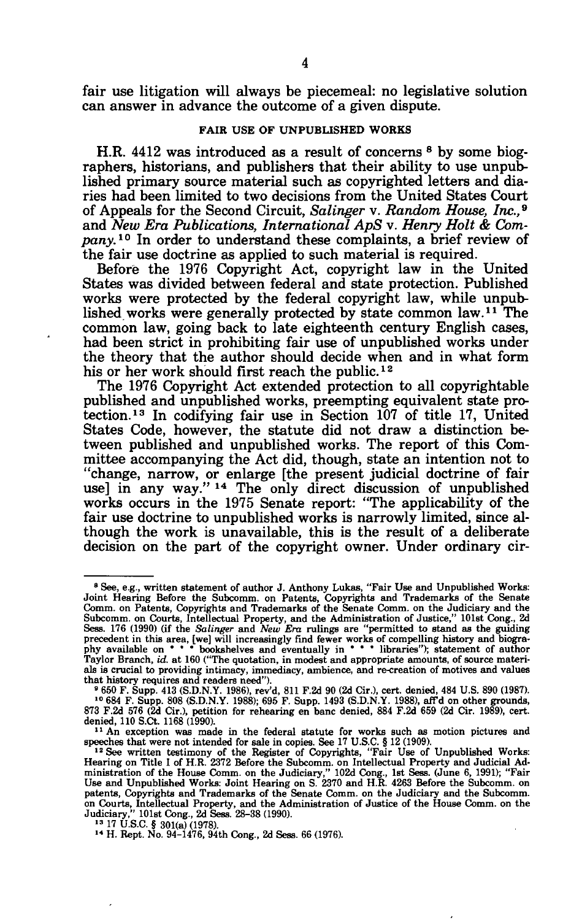fair use litigation will always be piecemeal: no legislative solution can answer in advance the outcome of a given dispute.

## FAIR USE OF UNPUBLISHED WORKS

H.R. 4412 was introduced as a result of concerns [8] by some biographers, historians, and publishers that their ability to use unpublished primary source material such as copyrighted letters and diaries had been limited to two decisions from the United States Court of Appeals for the Second Circuit, *Salinger* v. *Random House, Inc.*,[9] and *New Era Publications, International ApS* v. *Henry Holt & Company*.[10] In order to understand these complaints, a brief review of the fair use doctrine as applied to such material is required.

Before the 1976 Copyright Act, copyright law in the United States was divided between federal and state protection. Published works were protected by the federal copyright law, while unpublished works were generally protected by state common law.[11] The common law, going back to late eighteenth century English cases, had been strict in prohibiting fair use of unpublished works under the theory that the author should decide when and in what form his or her work should first reach the public.[12]

The 1976 Copyright Act extended protection to all copyrightable published and unpublished works, preempting equivalent state protection.[13] In codifying fair use in Section 107 of title 17, United States Code, however, the statute did not draw a distinction between published and unpublished works. The report of this Committee accompanying the Act did, though, state an intention not to "change, narrow, or enlarge [the present judicial doctrine of fair use] in any way." [14] The only direct discussion of unpublished works occurs in the 1975 Senate report: "The applicability of the fair use doctrine to unpublished works is narrowly limited, since although the work is unavailable, this is the result of a deliberate decision on the part of the copyright owner. Under ordinary cir-

---

[8] See, e.g., written statement of author J. Anthony Lukas, "Fair Use and Unpublished Works: Joint Hearing Before the Subcomm. on Patents, Copyrights and Trademarks of the Senate Comm. on Patents, Copyrights and Trademarks of the Senate Comm. on the Judiciary and the Subcomm. on Courts, Intellectual Property, and the Administration of Justice," 101st Cong., 2d Sess. 176 (1990) (if the *Salinger* and *New Era* rulings are "permitted to stand as the guiding precedent in this area, [we] will increasingly find fewer works of compelling history and biography available on * * * bookshelves and eventually in * * * libraries"); statement of author Taylor Branch, *id.* at 160 ("The quotation, in modest and appropriate amounts, of source materials is crucial to providing intimacy, immediacy, ambience, and re-creation of motives and values that history requires and readers need").

[9] 650 F. Supp. 413 (S.D.N.Y. 1986), rev'd, 811 F.2d 90 (2d Cir.), cert. denied, 484 U.S. 890 (1987).

[10] 684 F. Supp. 808 (S.D.N.Y. 1988); 695 F. Supp. 1493 (S.D.N.Y. 1988), aff'd on other grounds, 873 F.2d 576 (2d Cir.), petition for rehearing en banc denied, 884 F.2d 659 (2d Cir. 1989), cert. denied, 110 S.Ct. 1168 (1990).

[11] An exception was made in the federal statute for works such as motion pictures and speeches that were not intended for sale in copies. See 17 U.S.C. § 12 (1909).

[12] See written testimony of the Register of Copyrights, "Fair Use of Unpublished Works: Hearing on Title I of H.R. 2372 Before the Subcomm. on Intellectual Property and Judicial Administration of the House Comm. on the Judiciary," 102d Cong., 1st Sess. (June 6, 1991); "Fair Use and Unpublished Works: Joint Hearing on S. 2370 and H.R. 4263 Before the Subcomm. on patents, Copyrights and Trademarks of the Senate Comm. on the Judiciary and the Subcomm. on Courts, Intellectual Property, and the Administration of Justice of the House Comm. on the Judiciary," 101st Cong., 2d Sess. 28–38 (1990).

[13] 17 U.S.C. § 301(a) (1978).

[14] H. Rept. No. 94-1476, 94th Cong., 2d Sess. 66 (1976).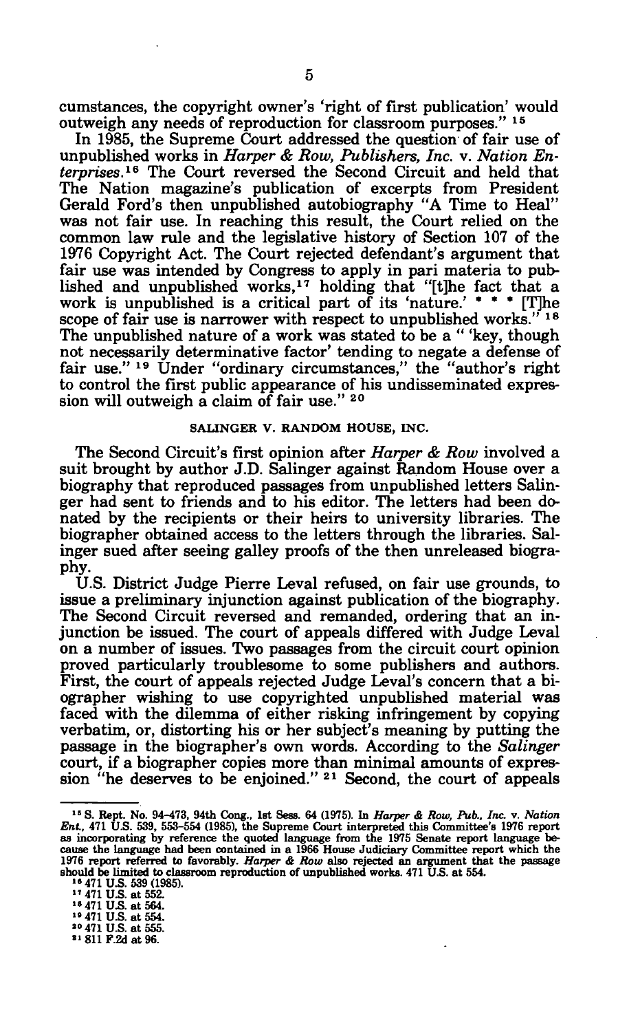cumstances, the copyright owner's 'right of first publication' would outweigh any needs of reproduction for classroom purposes." [15]

In 1985, the Supreme Court addressed the question of fair use of unpublished works in *Harper & Row, Publishers, Inc.* v. *Nation Enterprises*.[16] The Court reversed the Second Circuit and held that The Nation magazine's publication of excerpts from President Gerald Ford's then unpublished autobiography "A Time to Heal" was not fair use. In reaching this result, the Court relied on the common law rule and the legislative history of Section 107 of the 1976 Copyright Act. The Court rejected defendant's argument that fair use was intended by Congress to apply in pari materia to published and unpublished works,[17] holding that "[t]he fact that a work is unpublished is a critical part of its 'nature.' * * * [T]he scope of fair use is narrower with respect to unpublished works." [18] The unpublished nature of a work was stated to be a " 'key, though not necessarily determinative factor' tending to negate a defense of fair use." [19] Under "ordinary circumstances," the "author's right to control the first public appearance of his undisseminated expression will outweigh a claim of fair use." [20]

### SALINGER V. RANDOM HOUSE, INC.

The Second Circuit's first opinion after *Harper & Row* involved a suit brought by author J.D. Salinger against Random House over a biography that reproduced passages from unpublished letters Salinger had sent to friends and to his editor. The letters had been donated by the recipients or their heirs to university libraries. The biographer obtained access to the letters through the libraries. Salinger sued after seeing galley proofs of the then unreleased biography.

U.S. District Judge Pierre Leval refused, on fair use grounds, to issue a preliminary injunction against publication of the biography. The Second Circuit reversed and remanded, ordering that an injunction be issued. The court of appeals differed with Judge Leval on a number of issues. Two passages from the circuit court opinion proved particularly troublesome to some publishers and authors. First, the court of appeals rejected Judge Leval's concern that a biographer wishing to use copyrighted unpublished material was faced with the dilemma of either risking infringement by copying verbatim, or, distorting his or her subject's meaning by putting the passage in the biographer's own words. According to the *Salinger* court, if a biographer copies more than minimal amounts of expression "he deserves to be enjoined." [21] Second, the court of appeals

---

[15] S. Rept. No. 94-473, 94th Cong., 1st Sess. 64 (1975). In *Harper & Row, Pub., Inc.* v. *Nation Ent.*, 471 U.S. 539, 553-554 (1985), the Supreme Court interpreted this Committee's 1976 report as incorporating by reference the quoted language from the 1975 Senate report language because the language had been contained in a 1966 House Judiciary Committee report which the 1976 report referred to favorably. *Harper & Row* also rejected an argument that the passage should be limited to classroom reproduction of unpublished works. 471 U.S. at 554.

[16] 471 U.S. 539 (1985).

[17] 471 U.S. at 552.

[18] 471 U.S. at 564.

[19] 471 U.S. at 554.

[20] 471 U.S. at 555.

[21] 811 F.2d at 96.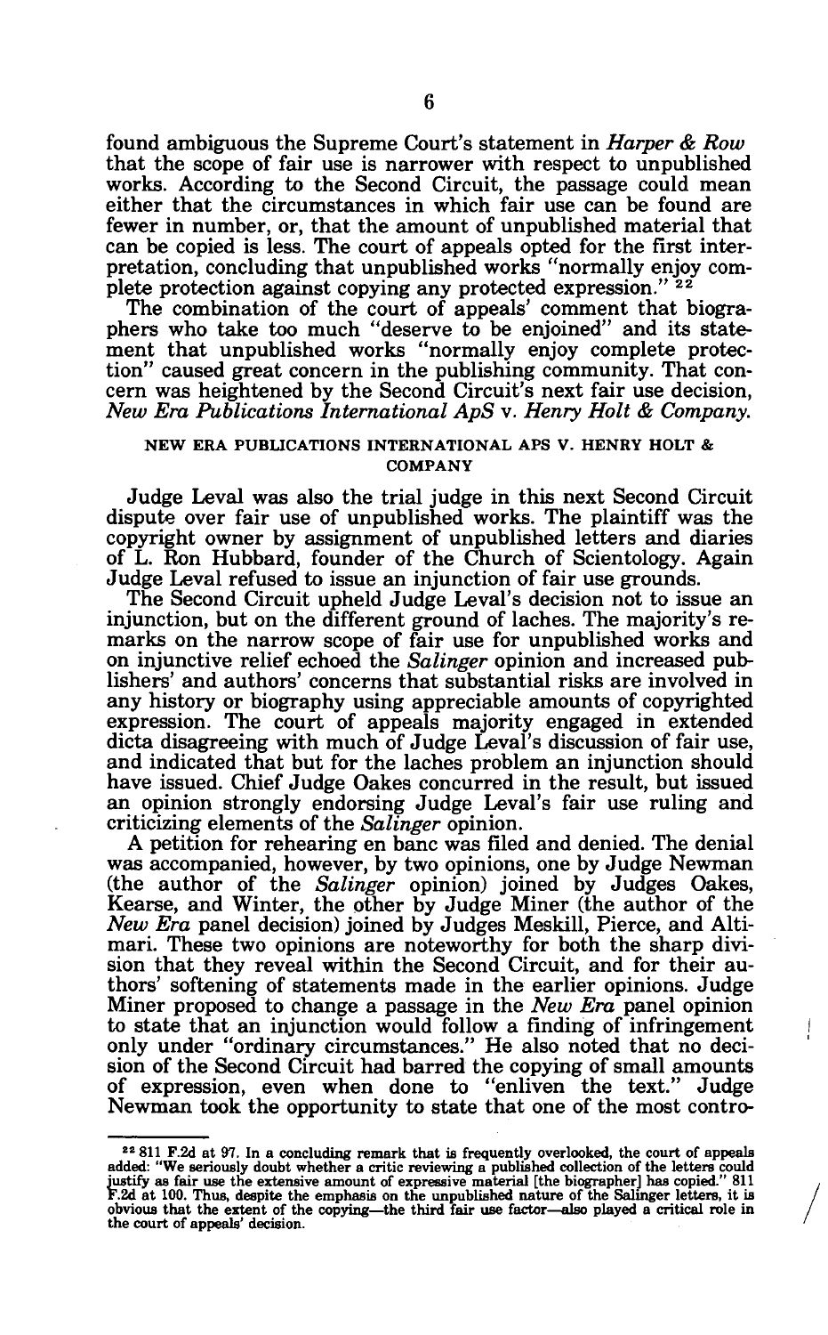found ambiguous the Supreme Court's statement in *Harper & Row* that the scope of fair use is narrower with respect to unpublished works. According to the Second Circuit, the passage could mean either that the circumstances in which fair use can be found are fewer in number, or, that the amount of unpublished material that can be copied is less. The court of appeals opted for the first interpretation, concluding that unpublished works "normally enjoy complete protection against copying any protected expression."[22]

The combination of the court of appeals' comment that biographers who take too much "deserve to be enjoined" and its statement that unpublished works "normally enjoy complete protection" caused great concern in the publishing community. That concern was heightened by the Second Circuit's next fair use decision, *New Era Publications International ApS* v. *Henry Holt & Company.*

### NEW ERA PUBLICATIONS INTERNATIONAL APS V. HENRY HOLT & COMPANY

Judge Leval was also the trial judge in this next Second Circuit dispute over fair use of unpublished works. The plaintiff was the copyright owner by assignment of unpublished letters and diaries of L. Ron Hubbard, founder of the Church of Scientology. Again Judge Leval refused to issue an injunction of fair use grounds.

The Second Circuit upheld Judge Leval's decision not to issue an injunction, but on the different ground of laches. The majority's remarks on the narrow scope of fair use for unpublished works and on injunctive relief echoed the *Salinger* opinion and increased publishers' and authors' concerns that substantial risks are involved in any history or biography using appreciable amounts of copyrighted expression. The court of appeals majority engaged in extended dicta disagreeing with much of Judge Leval's discussion of fair use, and indicated that but for the laches problem an injunction should have issued. Chief Judge Oakes concurred in the result, but issued an opinion strongly endorsing Judge Leval's fair use ruling and criticizing elements of the *Salinger* opinion.

A petition for rehearing en banc was filed and denied. The denial was accompanied, however, by two opinions, one by Judge Newman (the author of the *Salinger* opinion) joined by Judges Oakes, Kearse, and Winter, the other by Judge Miner (the author of the *New Era* panel decision) joined by Judges Meskill, Pierce, and Altimari. These two opinions are noteworthy for both the sharp division that they reveal within the Second Circuit, and for their authors' softening of statements made in the earlier opinions. Judge Miner proposed to change a passage in the *New Era* panel opinion to state that an injunction would follow a finding of infringement only under "ordinary circumstances." He also noted that no decision of the Second Circuit had barred the copying of small amounts of expression, even when done to "enliven the text." Judge Newman took the opportunity to state that one of the most contro-

---

[22] 811 F.2d at 97. In a concluding remark that is frequently overlooked, the court of appeals added: "We seriously doubt whether a critic reviewing a published collection of the letters could justify as fair use the extensive amount of expressive material [the biographer] has copied." 811 F.2d at 100. Thus, despite the emphasis on the unpublished nature of the Salinger letters, it is obvious that the extent of the copying—the third fair use factor—also played a critical role in the court of appeals' decision.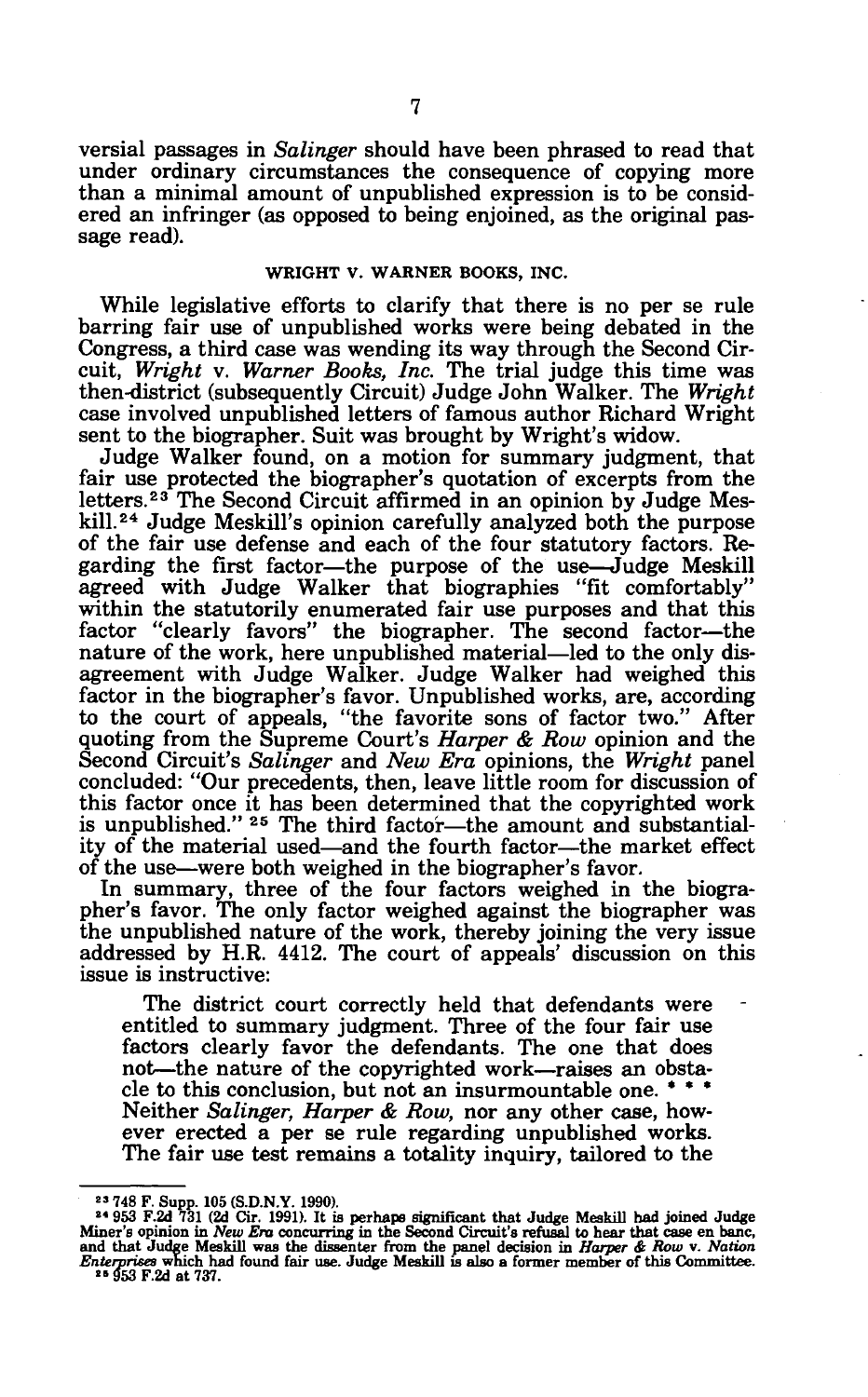versial passages in *Salinger* should have been phrased to read that under ordinary circumstances the consequence of copying more than a minimal amount of unpublished expression is to be considered an infringer (as opposed to being enjoined, as the original passage read).

### WRIGHT V. WARNER BOOKS, INC.

While legislative efforts to clarify that there is no per se rule barring fair use of unpublished works were being debated in the Congress, a third case was wending its way through the Second Circuit, *Wright* v. *Warner Books, Inc.* The trial judge this time was then-district (subsequently Circuit) Judge John Walker. The *Wright* case involved unpublished letters of famous author Richard Wright sent to the biographer. Suit was brought by Wright's widow.

Judge Walker found, on a motion for summary judgment, that fair use protected the biographer's quotation of excerpts from the letters.[23] The Second Circuit affirmed in an opinion by Judge Meskill.[24] Judge Meskill's opinion carefully analyzed both the purpose of the fair use defense and each of the four statutory factors. Regarding the first factor—the purpose of the use—Judge Meskill agreed with Judge Walker that biographies "fit comfortably" within the statutorily enumerated fair use purposes and that this factor "clearly favors" the biographer. The second factor—the nature of the work, here unpublished material—led to the only disagreement with Judge Walker. Judge Walker had weighed this factor in the biographer's favor. Unpublished works, are, according to the court of appeals, "the favorite sons of factor two." After quoting from the Supreme Court's *Harper & Row* opinion and the Second Circuit's *Salinger* and *New Era* opinions, the *Wright* panel concluded: "Our precedents, then, leave little room for discussion of this factor once it has been determined that the copyrighted work is unpublished." [25] The third factor—the amount and substantiality of the material used—and the fourth factor—the market effect of the use—were both weighed in the biographer's favor.

In summary, three of the four factors weighed in the biographer's favor. The only factor weighed against the biographer was the unpublished nature of the work, thereby joining the very issue addressed by H.R. 4412. The court of appeals' discussion on this issue is instructive:

> The district court correctly held that defendants were entitled to summary judgment. Three of the four fair use factors clearly favor the defendants. The one that does not—the nature of the copyrighted work—raises an obstacle to this conclusion, but not an insurmountable one. * * * Neither *Salinger, Harper & Row,* nor any other case, however erected a per se rule regarding unpublished works. The fair use test remains a totality inquiry, tailored to the

---

[23] 748 F. Supp. 105 (S.D.N.Y. 1990).

[24] 953 F.2d 731 (2d Cir. 1991). It is perhaps significant that Judge Meskill had joined Judge Miner's opinion in *New Era* concurring in the Second Circuit's refusal to hear that case en banc, and that Judge Meskill was the dissenter from the panel decision in *Harper & Row* v. *Nation Enterprises* which had found fair use. Judge Meskill is also a former member of this Committee.

[25] 953 F.2d at 737.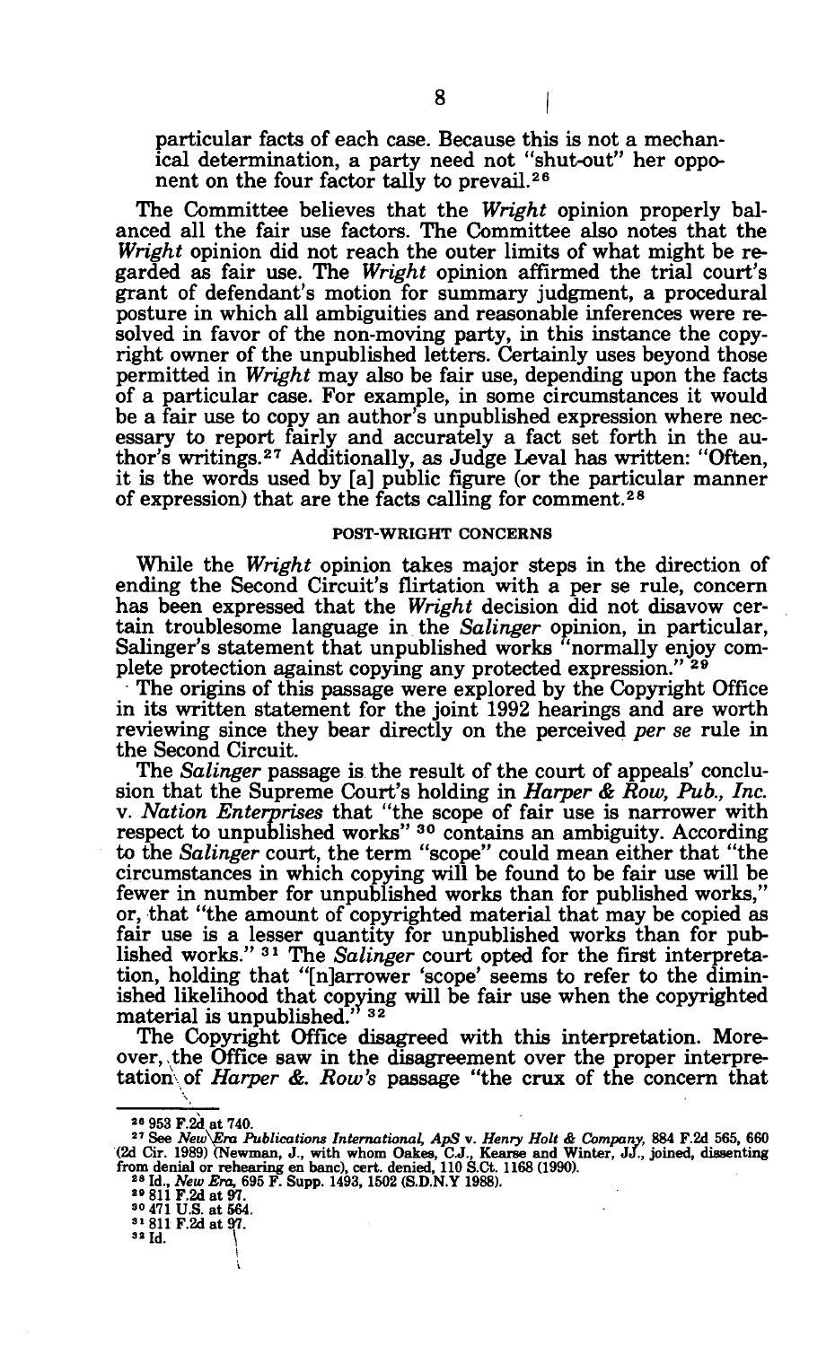particular facts of each case. Because this is not a mechanical determination, a party need not "shut-out" her opponent on the four factor tally to prevail.[26]

The Committee believes that the *Wright* opinion properly balanced all the fair use factors. The Committee also notes that the *Wright* opinion did not reach the outer limits of what might be regarded as fair use. The *Wright* opinion affirmed the trial court's grant of defendant's motion for summary judgment, a procedural posture in which all ambiguities and reasonable inferences were resolved in favor of the non-moving party, in this instance the copyright owner of the unpublished letters. Certainly uses beyond those permitted in *Wright* may also be fair use, depending upon the facts of a particular case. For example, in some circumstances it would be a fair use to copy an author's unpublished expression where necessary to report fairly and accurately a fact set forth in the author's writings.[27] Additionally, as Judge Leval has written: "Often, it is the words used by [a] public figure (or the particular manner of expression) that are the facts calling for comment.[28]

### POST-WRIGHT CONCERNS

While the *Wright* opinion takes major steps in the direction of ending the Second Circuit's flirtation with a per se rule, concern has been expressed that the *Wright* decision did not disavow certain troublesome language in the *Salinger* opinion, in particular, Salinger's statement that unpublished works "normally enjoy complete protection against copying any protected expression." [29]

The origins of this passage were explored by the Copyright Office in its written statement for the joint 1992 hearings and are worth reviewing since they bear directly on the perceived *per se* rule in the Second Circuit.

The *Salinger* passage is the result of the court of appeals' conclusion that the Supreme Court's holding in *Harper & Row, Pub., Inc.* v. *Nation Enterprises* that "the scope of fair use is narrower with respect to unpublished works" [30] contains an ambiguity. According to the *Salinger* court, the term "scope" could mean either that "the circumstances in which copying will be found to be fair use will be fewer in number for unpublished works than for published works," or, that "the amount of copyrighted material that may be copied as fair use is a lesser quantity for unpublished works than for published works." [31] The *Salinger* court opted for the first interpretation, holding that "[n]arrower 'scope' seems to refer to the diminished likelihood that copying will be fair use when the copyrighted material is unpublished." [32]

The Copyright Office disagreed with this interpretation. Moreover, the Office saw in the disagreement over the proper interpretation of *Harper &. Row's* passage "the crux of the concern that

---

[26] 953 F.2d at 740.

[27] See *New Era Publications International, ApS* v. *Henry Holt & Company*, 884 F.2d 565, 660 (2d Cir. 1989) (Newman, J., with whom Oakes, C.J., Kearse and Winter, JJ., joined, dissenting from denial or rehearing en banc), cert. denied, 110 S.Ct. 1168 (1990).

[28] Id., *New Era*, 695 F. Supp. 1493, 1502 (S.D.N.Y 1988).

[29] 811 F.2d at 97.

[30] 471 U.S. at 564.

[31] 811 F.2d at 97.

[32] Id.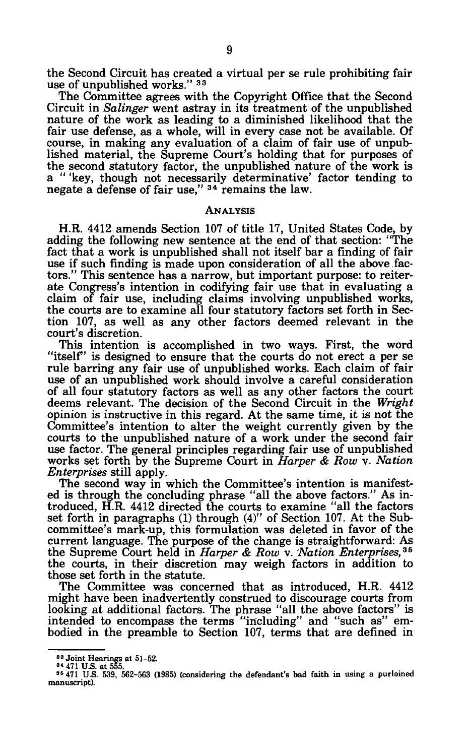the Second Circuit has created a virtual per se rule prohibiting fair use of unpublished works." [33]

The Committee agrees with the Copyright Office that the Second Circuit in *Salinger* went astray in its treatment of the unpublished nature of the work as leading to a diminished likelihood that the fair use defense, as a whole, will in every case not be available. Of course, in making any evaluation of a claim of fair use of unpublished material, the Supreme Court's holding that for purposes of the second statutory factor, the unpublished nature of the work is a " 'key, though not necessarily determinative' factor tending to negate a defense of fair use," [34] remains the law.

## ANALYSIS

H.R. 4412 amends Section 107 of title 17, United States Code, by adding the following new sentence at the end of that section: "The fact that a work is unpublished shall not itself bar a finding of fair use if such finding is made upon consideration of all the above factors." This sentence has a narrow, but important purpose: to reiterate Congress's intention in codifying fair use that in evaluating a claim of fair use, including claims involving unpublished works, the courts are to examine all four statutory factors set forth in Section 107, as well as any other factors deemed relevant in the court's discretion.

This intention is accomplished in two ways. First, the word "itself" is designed to ensure that the courts do not erect a per se rule barring any fair use of unpublished works. Each claim of fair use of an unpublished work should involve a careful consideration of all four statutory factors as well as any other factors the court deems relevant. The decision of the Second Circuit in the *Wright* opinion is instructive in this regard. At the same time, it is not the Committee's intention to alter the weight currently given by the courts to the unpublished nature of a work under the second fair use factor. The general principles regarding fair use of unpublished works set forth by the Supreme Court in *Harper & Row* v. *Nation Enterprises* still apply.

The second way in which the Committee's intention is manifested is through the concluding phrase "all the above factors." As introduced, H.R. 4412 directed the courts to examine "all the factors set forth in paragraphs (1) through (4)" of Section 107. At the Subcommittee's mark-up, this formulation was deleted in favor of the current language. The purpose of the change is straightforward: As the Supreme Court held in *Harper & Row* v. *Nation Enterprises,* [35] the courts, in their discretion may weigh factors in addition to those set forth in the statute.

The Committee was concerned that as introduced, H.R. 4412 might have been inadvertently construed to discourage courts from looking at additional factors. The phrase "all the above factors" is intended to encompass the terms "including" and "such as" embodied in the preamble to Section 107, terms that are defined in

---

[33] Joint Hearings at 51–52.

[34] 471 U.S. at 555.

[35] 471 U.S. 539, 562–563 (1985) (considering the defendant's bad faith in using a purloined manuscript).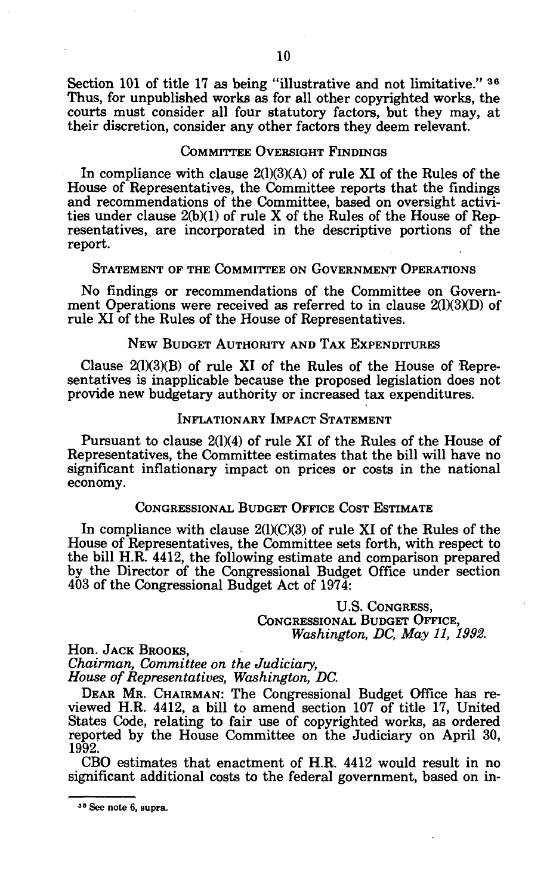Section 101 of title 17 as being "illustrative and not limitative."[36] Thus, for unpublished works as for all other copyrighted works, the courts must consider all four statutory factors, but they may, at their discretion, consider any other factors they deem relevant.

## COMMITTEE OVERSIGHT FINDINGS

In compliance with clause 2(l)(3)(A) of rule XI of the Rules of the House of Representatives, the Committee reports that the findings and recommendations of the Committee, based on oversight activities under clause 2(b)(1) of rule X of the Rules of the House of Representatives, are incorporated in the descriptive portions of the report.

## STATEMENT OF THE COMMITTEE ON GOVERNMENT OPERATIONS

No findings or recommendations of the Committee on Government Operations were received as referred to in clause 2(l)(3)(D) of rule XI of the Rules of the House of Representatives.

## NEW BUDGET AUTHORITY AND TAX EXPENDITURES

Clause 2(l)(3)(B) of rule XI of the Rules of the House of Representatives is inapplicable because the proposed legislation does not provide new budgetary authority or increased tax expenditures.

## INFLATIONARY IMPACT STATEMENT

Pursuant to clause 2(l)(4) of rule XI of the Rules of the House of Representatives, the Committee estimates that the bill will have no significant inflationary impact on prices or costs in the national economy.

## CONGRESSIONAL BUDGET OFFICE COST ESTIMATE

In compliance with clause 2(l)(C)(3) of rule XI of the Rules of the House of Representatives, the Committee sets forth, with respect to the bill H.R. 4412, the following estimate and comparison prepared by the Director of the Congressional Budget Office under section 403 of the Congressional Budget Act of 1974:

U.S. CONGRESS,
CONGRESSIONAL BUDGET OFFICE,
*Washington, DC, May 11, 1992.*

Hon. JACK BROOKS,
*Chairman, Committee on the Judiciary,*
*House of Representatives, Washington, DC.*

DEAR MR. CHAIRMAN: The Congressional Budget Office has reviewed H.R. 4412, a bill to amend section 107 of title 17, United States Code, relating to fair use of copyrighted works, as ordered reported by the House Committee on the Judiciary on April 30, 1992.

CBO estimates that enactment of H.R. 4412 would result in no significant additional costs to the federal government, based on in-

[36] See note 6, supra.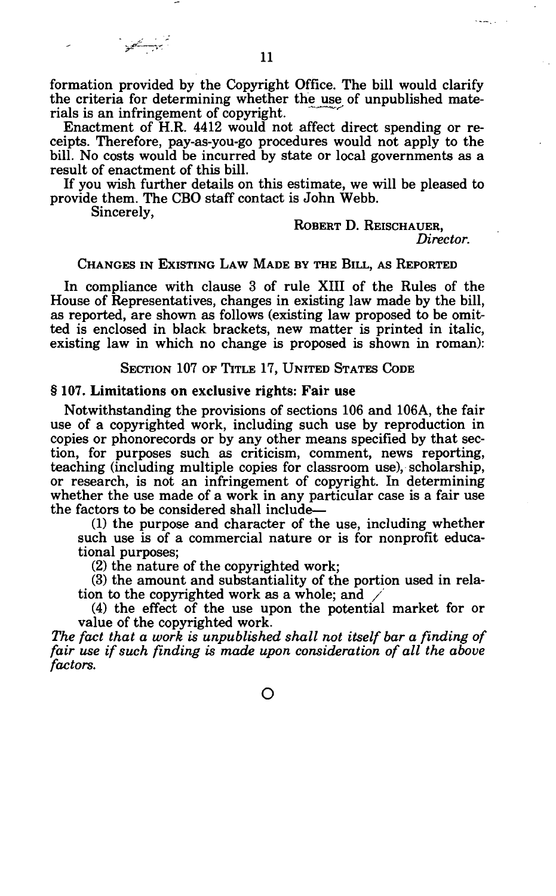formation provided by the Copyright Office. The bill would clarify the criteria for determining whether the use of unpublished materials is an infringement of copyright.

Enactment of H.R. 4412 would not affect direct spending or receipts. Therefore, pay-as-you-go procedures would not apply to the bill. No costs would be incurred by state or local governments as a result of enactment of this bill.

If you wish further details on this estimate, we will be pleased to provide them. The CBO staff contact is John Webb.

Sincerely,

ROBERT D. REISCHAUER,
*Director.*

## CHANGES IN EXISTING LAW MADE BY THE BILL, AS REPORTED

In compliance with clause 3 of rule XIII of the Rules of the House of Representatives, changes in existing law made by the bill, as reported, are shown as follows (existing law proposed to be omitted is enclosed in black brackets, new matter is printed in italic, existing law in which no change is proposed is shown in roman):

### SECTION 107 OF TITLE 17, UNITED STATES CODE

**§ 107. Limitations on exclusive rights: Fair use**

Notwithstanding the provisions of sections 106 and 106A, the fair use of a copyrighted work, including such use by reproduction in copies or phonorecords or by any other means specified by that section, for purposes such as criticism, comment, news reporting, teaching (including multiple copies for classroom use), scholarship, or research, is not an infringement of copyright. In determining whether the use made of a work in any particular case is a fair use the factors to be considered shall include—

(1) the purpose and character of the use, including whether such use is of a commercial nature or is for nonprofit educational purposes;

(2) the nature of the copyrighted work;

(3) the amount and substantiality of the portion used in relation to the copyrighted work as a whole; and

(4) the effect of the use upon the potential market for or value of the copyrighted work.

*The fact that a work is unpublished shall not itself bar a finding of fair use if such finding is made upon consideration of all the above factors.*